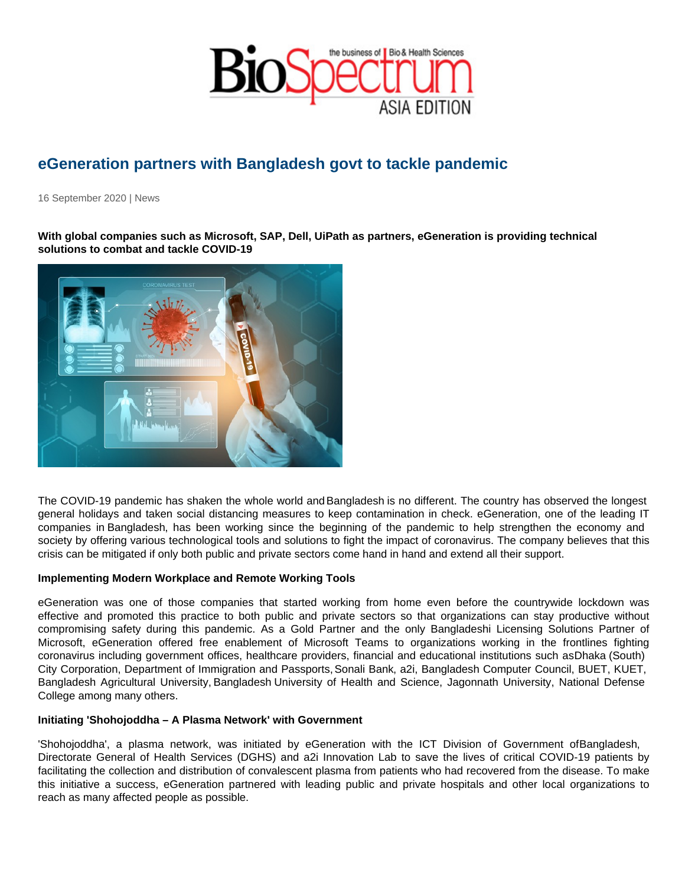# eGeneration partners with Bangladesh govt to tackle pandemic

16 September 2020 | News

**With global companies such as Microsoft, SAP, Dell, UiPath as partners, eGeneration is providing technical solutions to combat and tackle COVID-19**

The COVID-19 pandemic has shaken the whole world and Bangladesh is no different. The country has observed the longest general holidays and taken social distancing measures to keep contamination in check. eGeneration, one of the leading IT companies in Bangladesh, has been working since the beginning of the pandemic to help strengthen the economy and society by offering various technological tools and solutions to fight the impact of coronavirus. The company believes that this crisis can be mitigated if only both public and private sectors come hand in hand and extend all their support.

**Implementing Modern Workplace and Remote Working Tools**

eGeneration was one of those companies that started working from home even before the countrywide lockdown was effective and promoted this practice to both public and private sectors so that organizations can stay productive without compromising safety during this pandemic. As a Gold Partner and the only Bangladeshi Licensing Solutions Partner of Microsoft, eGeneration offered free enablement of Microsoft Teams to organizations working in the frontlines fighting coronavirus including government offices, healthcare providers, financial and educational institutions such as Dhaka (South) City Corporation, Department of Immigration and Passports, Sonali Bank, a2i, Bangladesh Computer Council, BUET, KUET, Bangladesh Agricultural University, Bangladesh University of Health and Science, Jagonnath University, National Defense College among many others.

**Initiating 'Shohojoddha – A Plasma Network' with Government**

'Shohojoddha', a plasma network, was initiated by eGeneration with the ICT Division of Government of Bangladesh, Directorate General of Health Services (DGHS) and a2i Innovation Lab to save the lives of critical COVID-19 patients by facilitating the collection and distribution of convalescent plasma from patients who had recovered from the disease. To make this initiative a success, eGeneration partnered with leading public and private hospitals and other local organizations to reach as many affected people as possible.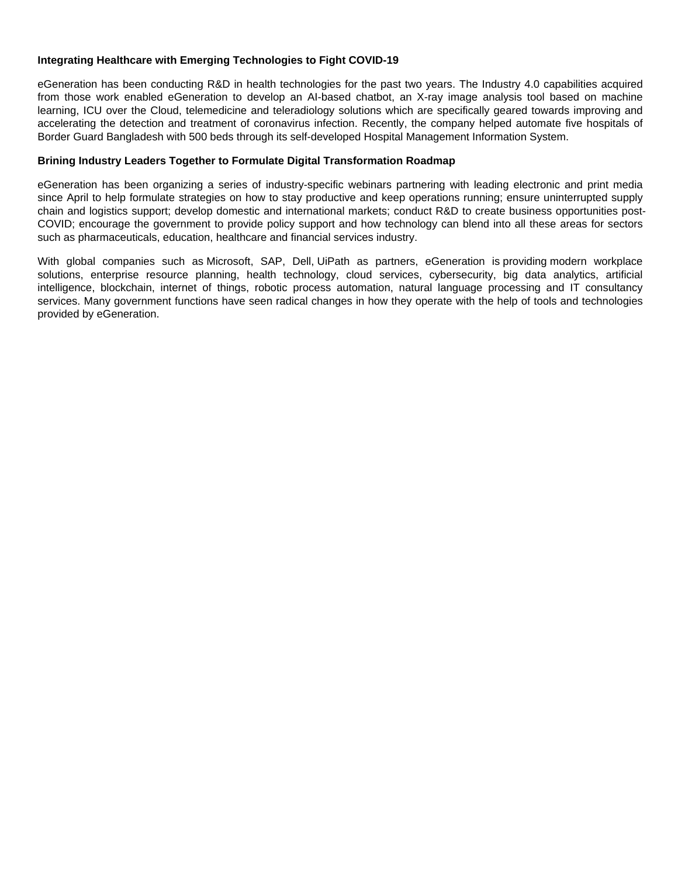**Integrating Healthcare with Emerging Technologies to Fight COVID-19**

eGeneration has been conducting R&D in health technologies for the past two years. The Industry 4.0 capabilities acquired from those work enabled eGeneration to develop an AI-based chatbot, an X-ray image analysis tool based on machine learning, ICU over the Cloud, telemedicine and teleradiology solutions which are specifically geared towards improving and accelerating the detection and treatment of coronavirus infection. Recently, the company helped automate five hospitals of Border Guard Bangladesh with 500 beds through its self-developed Hospital Management Information System.

**Brining Industry Leaders Together to Formulate Digital Transformation Roadmap**

eGeneration has been organizing a series of industry-specific webinars partnering with leading electronic and print media since April to help formulate strategies on how to stay productive and keep operations running; ensure uninterrupted supply chain and logistics support; develop domestic and international markets; conduct R&D to create business opportunities post-COVID; encourage the government to provide policy support and how technology can blend into all these areas for sectors such as pharmaceuticals, education, healthcare and financial services industry.

With global companies such as Microsoft, SAP, Dell, UiPath as partners, eGeneration is providing modern workplace solutions, enterprise resource planning, health technology, cloud services, cybersecurity, big data analytics, artificial intelligence, blockchain, internet of things, robotic process automation, natural language processing and IT consultancy services. Many government functions have seen radical changes in how they operate with the help of tools and technologies provided by eGeneration.